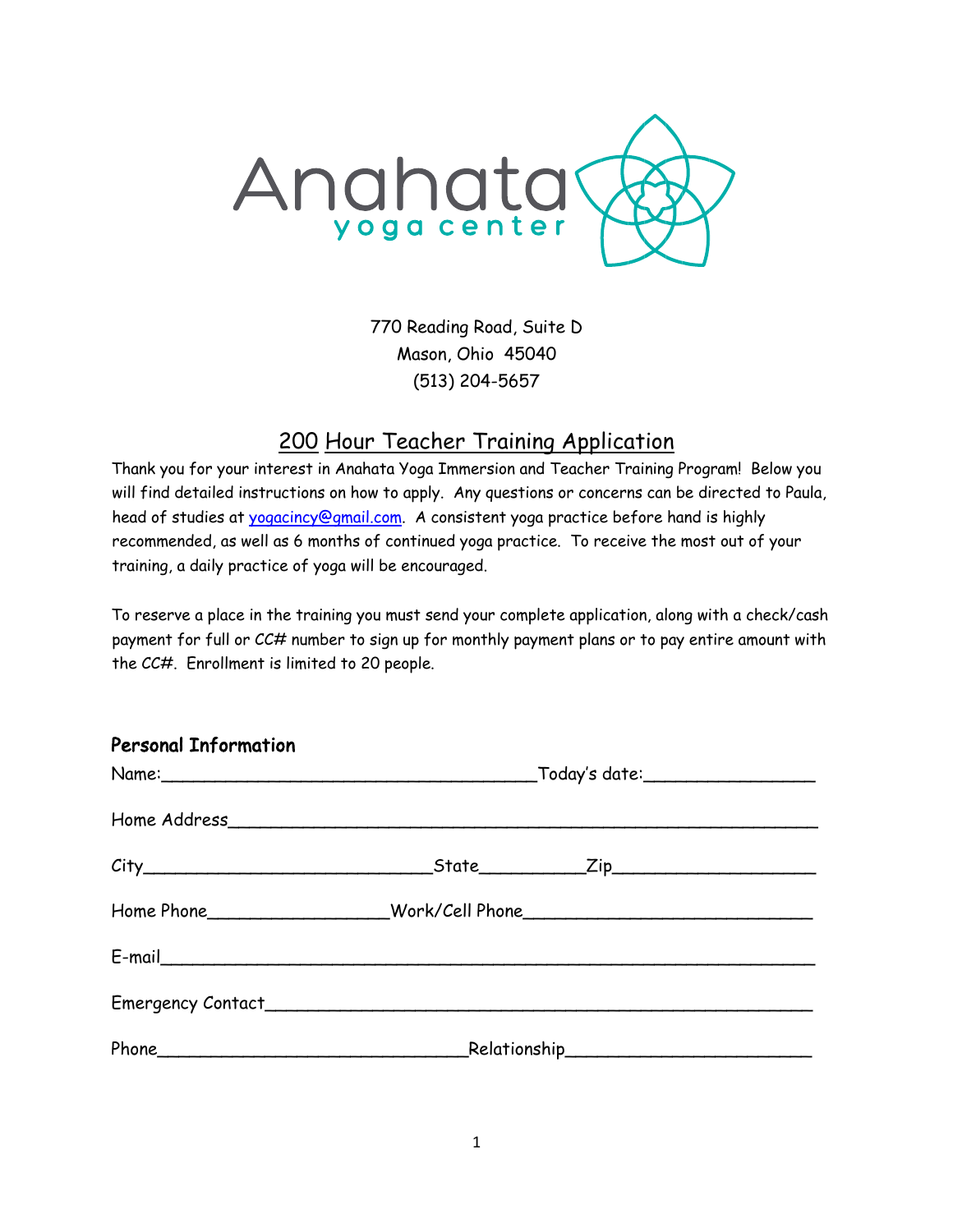Anahata
yoga center

770 Reading Road, Suite D
Mason, Ohio 45040
(513) 204-5657

# 200 Hour Teacher Training Application

Thank you for your interest in Anahata Yoga Immersion and Teacher Training Program! Below you will find detailed instructions on how to apply. Any questions or concerns can be directed to Paula, head of studies at yogacincy@gmail.com. A consistent yoga practice before hand is highly recommended, as well as 6 months of continued yoga practice. To receive the most out of your training, a daily practice of yoga will be encouraged.

To reserve a place in the training you must send your complete application, along with a check/cash payment for full or CC# number to sign up for monthly payment plans or to pay entire amount with the CC#. Enrollment is limited to 20 people.

## Personal Information

Name:___________________________________ Today's date:________________

Home Address__________________________________________________________

City___________________________ State__________ Zip___________________

Home Phone_________________ Work/Cell Phone___________________________

E-mail_________________________________________________________________

Emergency Contact______________________________________________________

Phone_____________________________ Relationship_______________________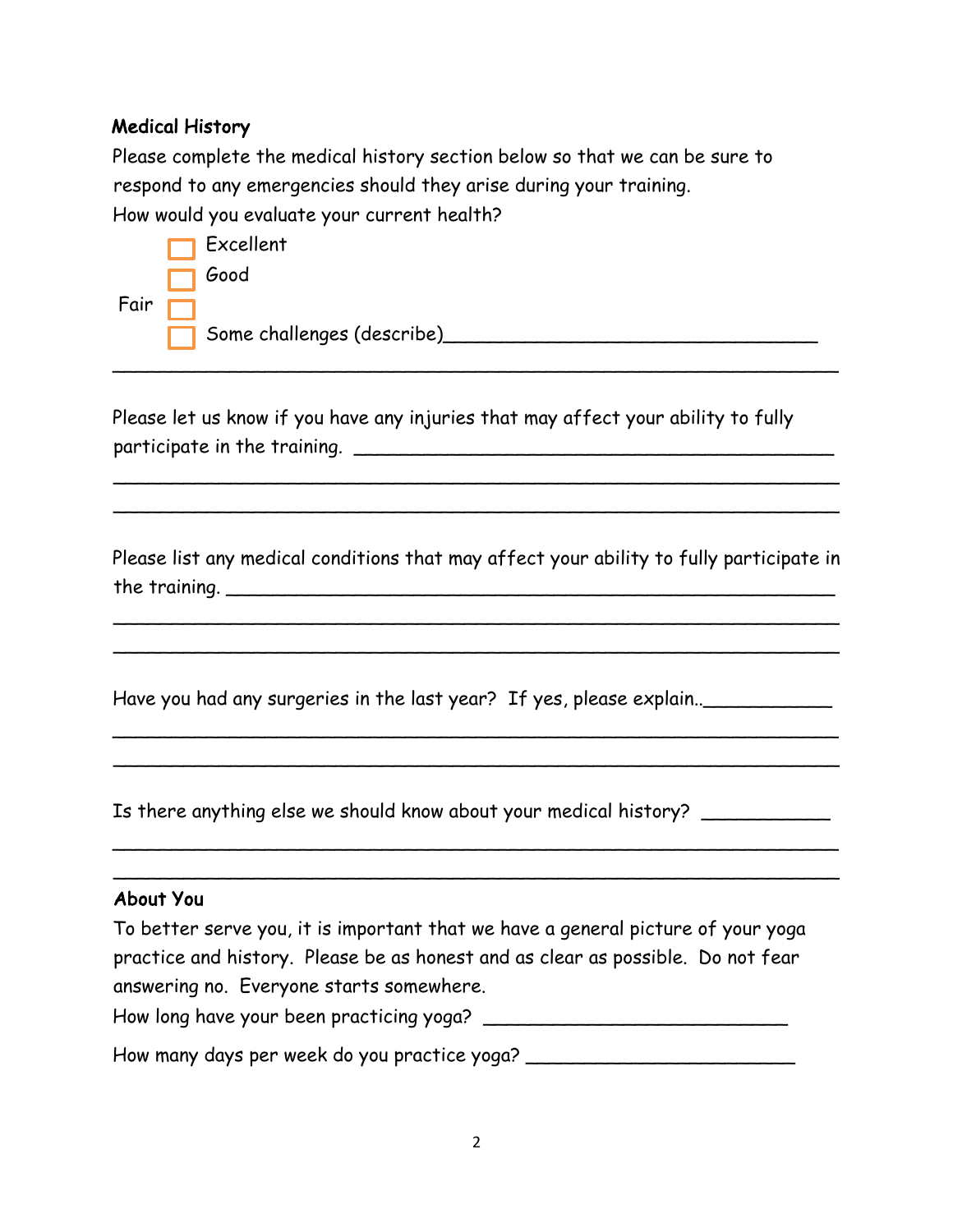**Medical History**

Please complete the medical history section below so that we can be sure to respond to any emergencies should they arise during your training.

How would you evaluate your current health?

- ☐ Excellent
- ☐ Good
- ☐ Fair
- ☐ Some challenges (describe)________________________________

_______________________________________________________________

Please let us know if you have any injuries that may affect your ability to fully participate in the training. ________________________________________

_______________________________________________________________

_______________________________________________________________

Please list any medical conditions that may affect your ability to fully participate in the training. ___________________________________________________

_______________________________________________________________

_______________________________________________________________

Have you had any surgeries in the last year? If yes, please explain..___________

_______________________________________________________________

_______________________________________________________________

Is there anything else we should know about your medical history? ___________

_______________________________________________________________

_______________________________________________________________

**About You**

To better serve you, it is important that we have a general picture of your yoga practice and history. Please be as honest and as clear as possible. Do not fear answering no. Everyone starts somewhere.

How long have your been practicing yoga? ___________________________

How many days per week do you practice yoga? _______________________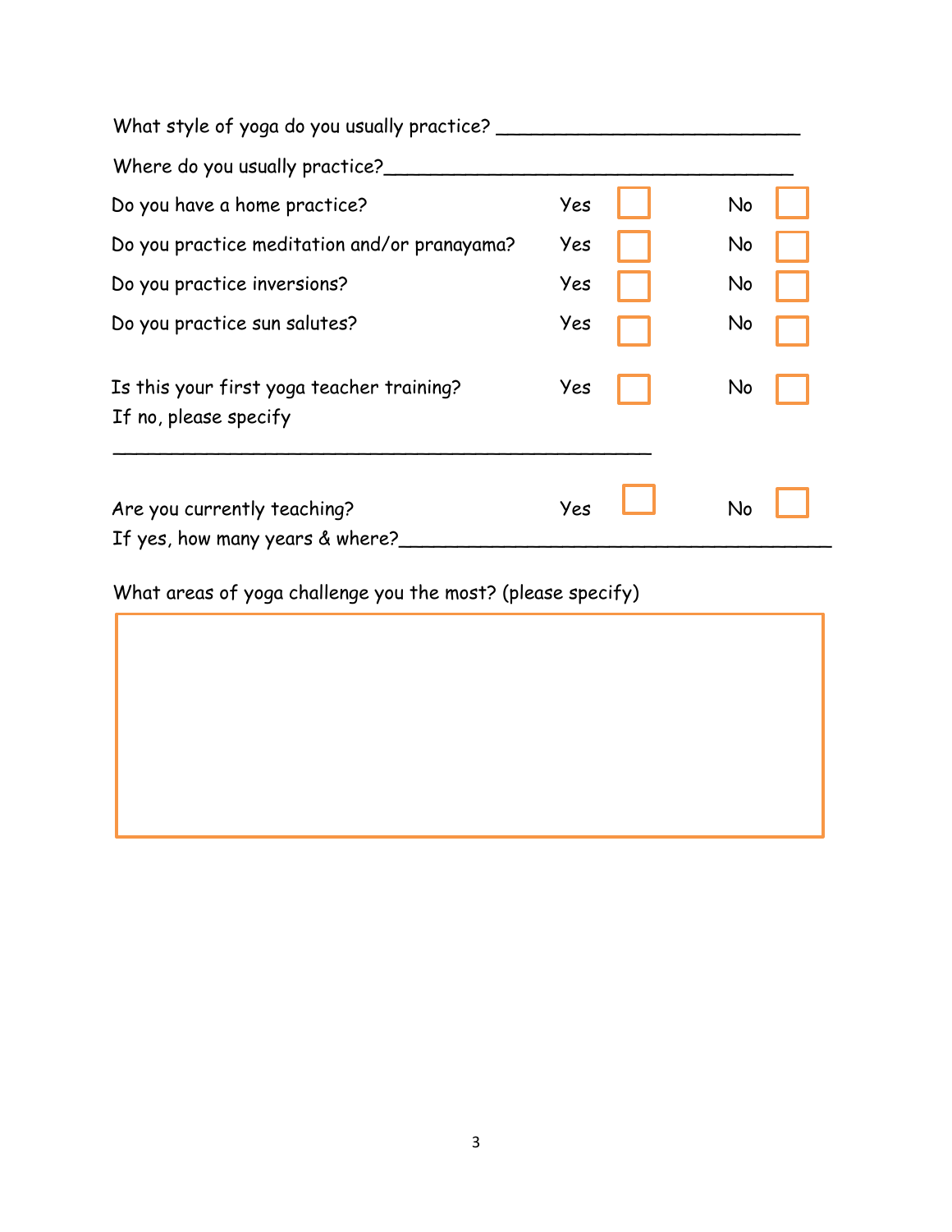What style of yoga do you usually practice? ___________________________

Where do you usually practice?_____________________________________

| | | | | |
|---|---|---|---|---|
| Do you have a home practice? | Yes | ☐ | No | ☐ |
| Do you practice meditation and/or pranayama? | Yes | ☐ | No | ☐ |
| Do you practice inversions? | Yes | ☐ | No | ☐ |
| Do you practice sun salutes? | Yes | ☐ | No | ☐ |

Is this your first yoga teacher training? Yes ☐ No ☐

If no, please specify

_________________________________________________

Are you currently teaching? Yes ☐ No ☐

If yes, how many years & where?_______________________________________

What areas of yoga challenge you the most? (please specify)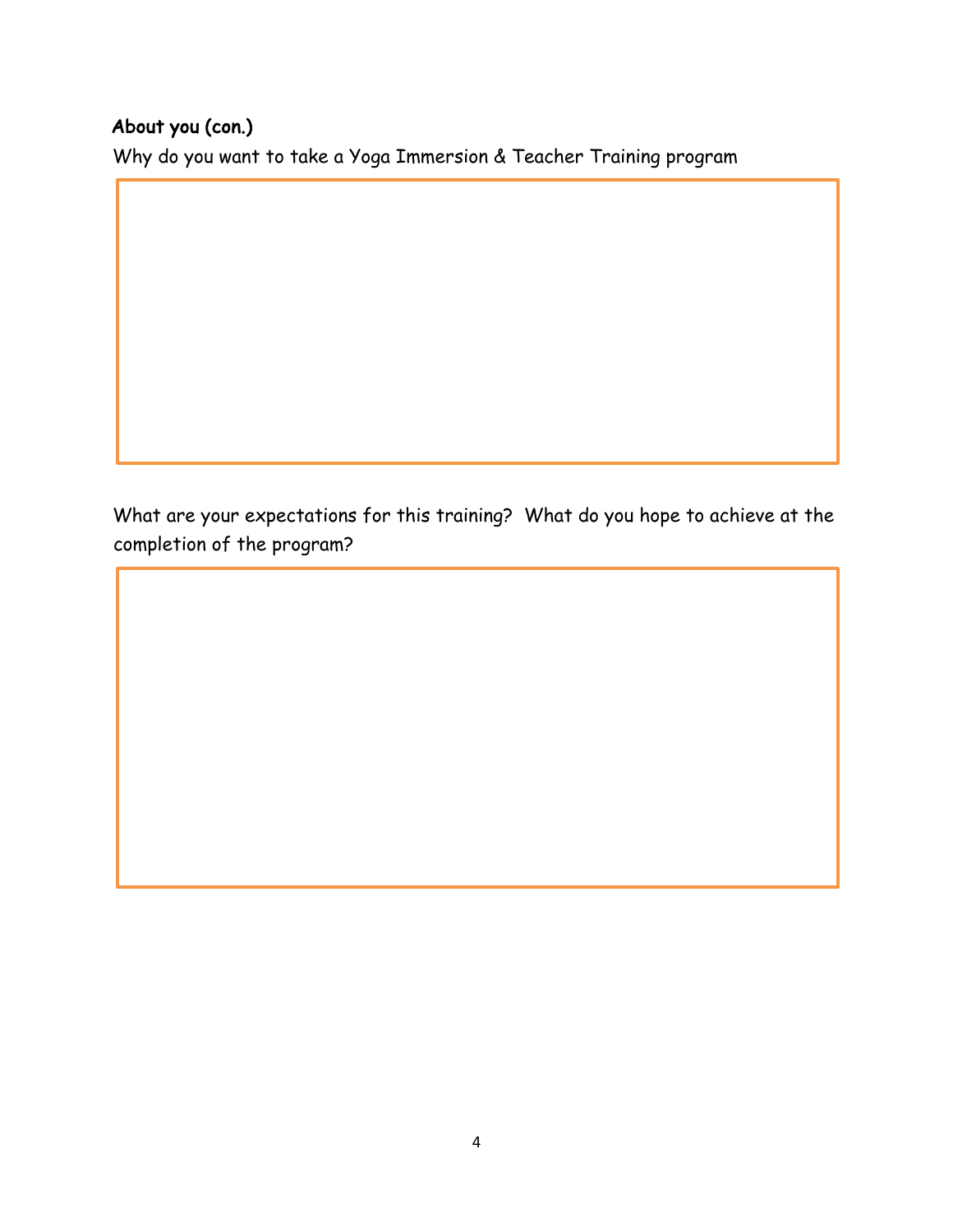**About you (con.)**

Why do you want to take a Yoga Immersion & Teacher Training program

What are your expectations for this training? What do you hope to achieve at the completion of the program?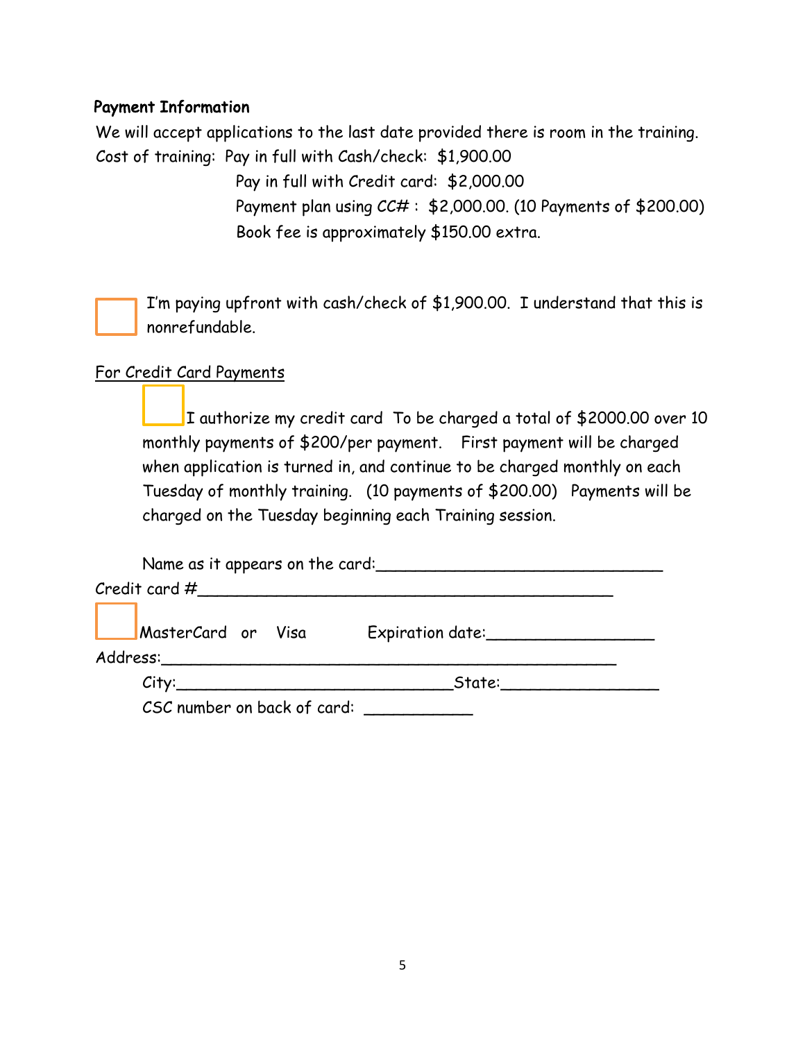**Payment Information**

We will accept applications to the last date provided there is room in the training.

Cost of training: Pay in full with Cash/check: $1,900.00

Pay in full with Credit card: $2,000.00

Payment plan using *CC#* : $2,000.00. (10 Payments of $200.00)

Book fee is approximately $150.00 extra.

☐ I'm paying upfront with cash/check of $1,900.00. I understand that this is nonrefundable.

For Credit Card Payments

☐ I authorize my credit card To be charged a total of $2000.00 over 10 monthly payments of $200/per payment. First payment will be charged when application is turned in, and continue to be charged monthly on each Tuesday of monthly training. (10 payments of $200.00) Payments will be charged on the Tuesday beginning each Training session.

Name as it appears on the card:______________________________

Credit card #___________________________________________

☐ MasterCard or Visa Expiration date:_________________

Address:_______________________________________________

City:_____________________________State:_________________

CSC number on back of card: ___________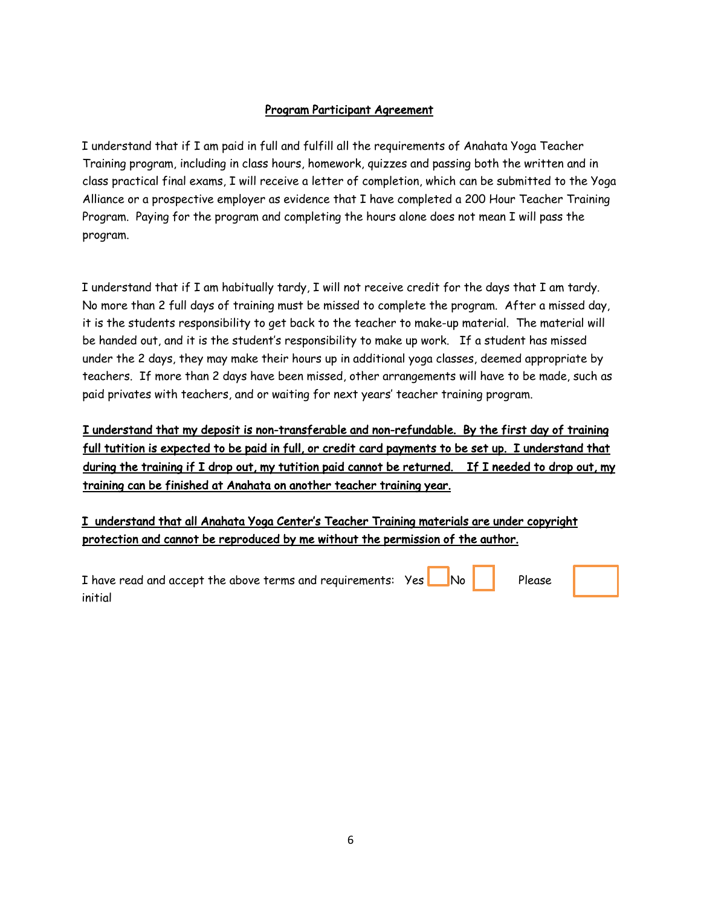<u>Program Participant Agreement</u>

I understand that if I am paid in full and fulfill all the requirements of Anahata Yoga Teacher Training program, including in class hours, homework, quizzes and passing both the written and in class practical final exams, I will receive a letter of completion, which can be submitted to the Yoga Alliance or a prospective employer as evidence that I have completed a 200 Hour Teacher Training Program. Paying for the program and completing the hours alone does not mean I will pass the program.

I understand that if I am habitually tardy, I will not receive credit for the days that I am tardy. No more than 2 full days of training must be missed to complete the program. After a missed day, it is the students responsibility to get back to the teacher to make-up material. The material will be handed out, and it is the student's responsibility to make up work. If a student has missed under the 2 days, they may make their hours up in additional yoga classes, deemed appropriate by teachers. If more than 2 days have been missed, other arrangements will have to be made, such as paid privates with teachers, and or waiting for next years' teacher training program.

<u>I understand that my deposit is non-transferable and non-refundable. By the first day of training full tutition is expected to be paid in full, or credit card payments to be set up. I understand that during the training if I drop out, my tutition paid cannot be returned. If I needed to drop out, my training can be finished at Anahata on another teacher training year.</u>

<u>I understand that all Anahata Yoga Center's Teacher Training materials are under copyright protection and cannot be reproduced by me without the permission of the author.</u>

I have read and accept the above terms and requirements: Yes ☐ No ☐ Please initial ☐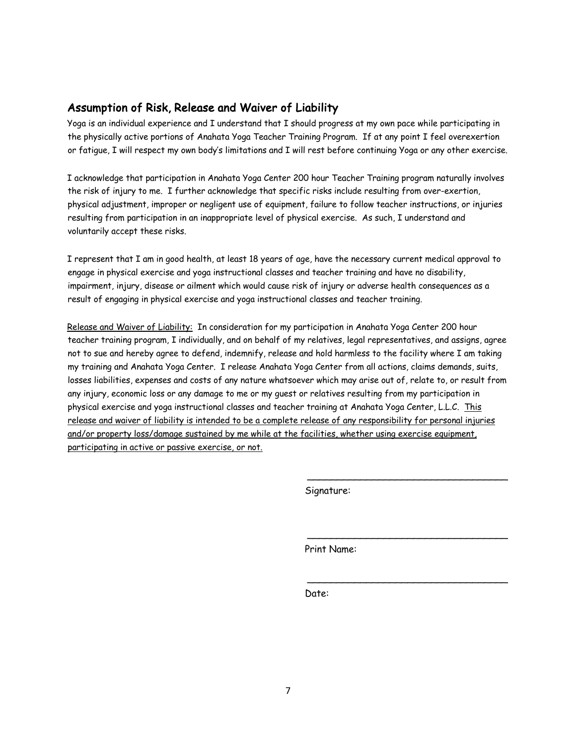## Assumption of Risk, Release and Waiver of Liability

Yoga is an individual experience and I understand that I should progress at my own pace while participating in the physically active portions of Anahata Yoga Teacher Training Program. If at any point I feel overexertion or fatigue, I will respect my own body's limitations and I will rest before continuing Yoga or any other exercise.

I acknowledge that participation in Anahata Yoga Center 200 hour Teacher Training program naturally involves the risk of injury to me. I further acknowledge that specific risks include resulting from over-exertion, physical adjustment, improper or negligent use of equipment, failure to follow teacher instructions, or injuries resulting from participation in an inappropriate level of physical exercise. As such, I understand and voluntarily accept these risks.

I represent that I am in good health, at least 18 years of age, have the necessary current medical approval to engage in physical exercise and yoga instructional classes and teacher training and have no disability, impairment, injury, disease or ailment which would cause risk of injury or adverse health consequences as a result of engaging in physical exercise and yoga instructional classes and teacher training.

<u>Release and Waiver of Liability:</u> In consideration for my participation in Anahata Yoga Center 200 hour teacher training program, I individually, and on behalf of my relatives, legal representatives, and assigns, agree not to sue and hereby agree to defend, indemnify, release and hold harmless to the facility where I am taking my training and Anahata Yoga Center. I release Anahata Yoga Center from all actions, claims demands, suits, losses liabilities, expenses and costs of any nature whatsoever which may arise out of, relate to, or result from any injury, economic loss or any damage to me or my guest or relatives resulting from my participation in physical exercise and yoga instructional classes and teacher training at Anahata Yoga Center, L.L.C. <u>This release and waiver of liability is intended to be a complete release of any responsibility for personal injuries and/or property loss/damage sustained by me while at the facilities, whether using exercise equipment, participating in active or passive exercise, or not.</u>

\_\_\_\_\_\_\_\_\_\_\_\_\_\_\_\_\_\_\_\_\_\_\_\_\_\_\_\_\_\_\_\_\_\_\_

Signature:

\_\_\_\_\_\_\_\_\_\_\_\_\_\_\_\_\_\_\_\_\_\_\_\_\_\_\_\_\_\_\_\_\_\_\_

Print Name:

\_\_\_\_\_\_\_\_\_\_\_\_\_\_\_\_\_\_\_\_\_\_\_\_\_\_\_\_\_\_\_\_\_\_\_

Date: